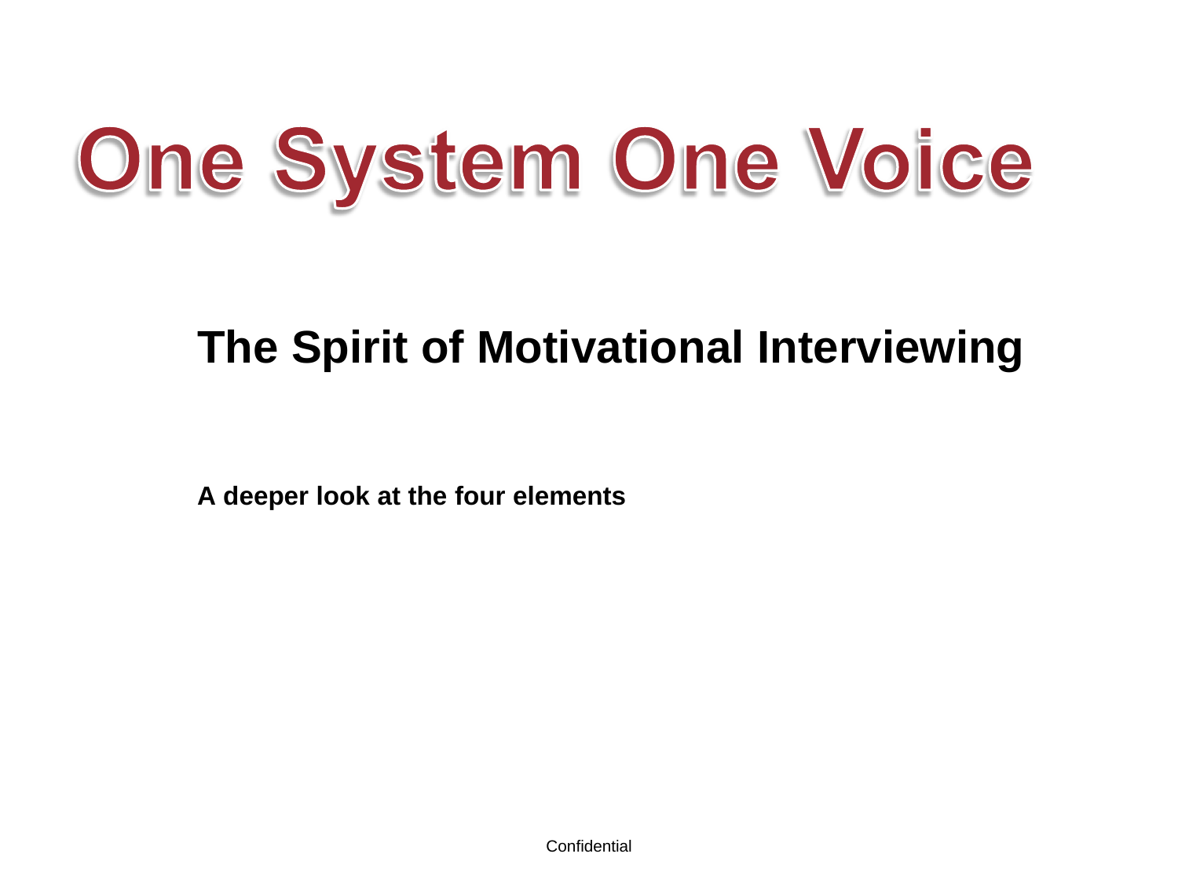# One System One Voice

## The Spirit of Motivational Interviewing

**A deeper look at the four elements**

Confidential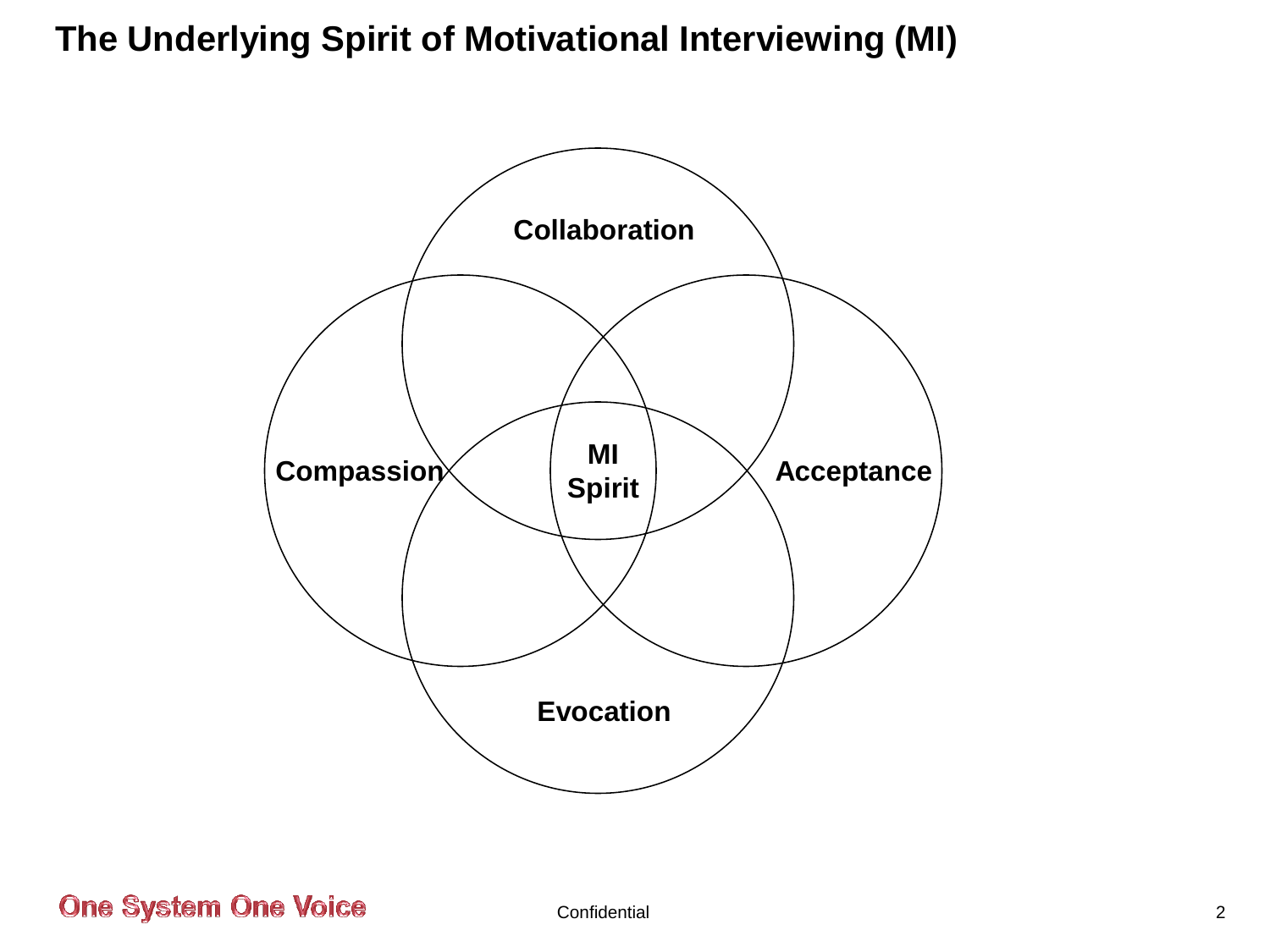# The Underlying Spirit of Motivational Interviewing (MI)

Collaboration

Compassion

MI Spirit

Acceptance

Evocation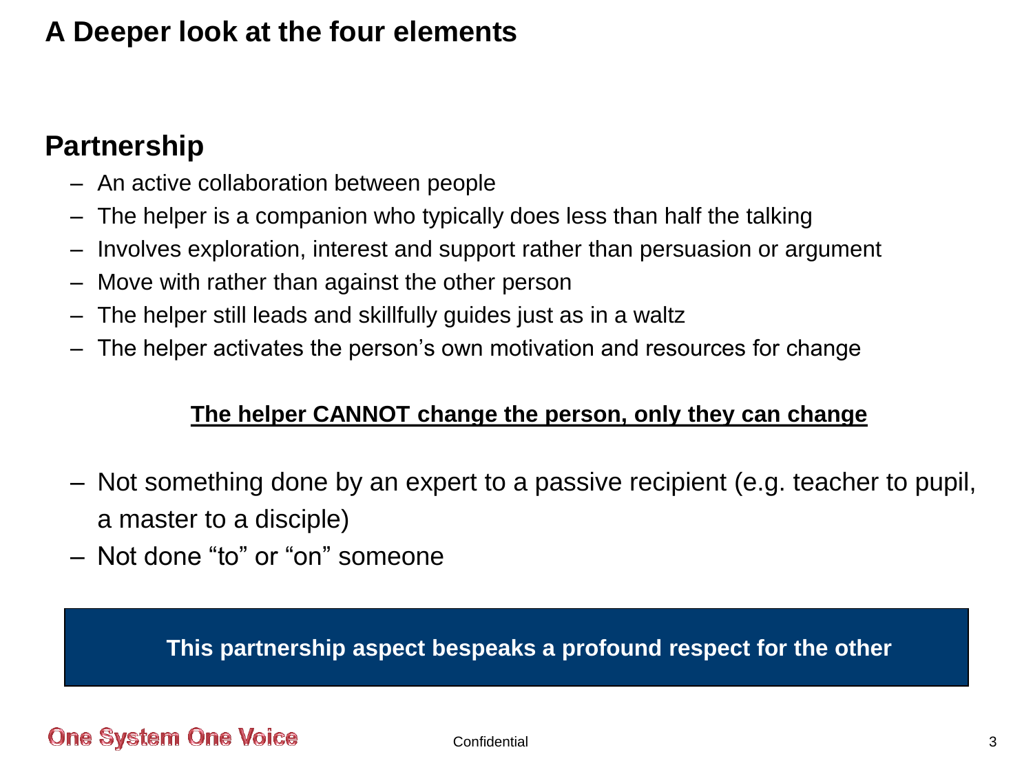# A Deeper look at the four elements

## Partnership

- An active collaboration between people
- The helper is a companion who typically does less than half the talking
- Involves exploration, interest and support rather than persuasion or argument
- Move with rather than against the other person
- The helper still leads and skillfully guides just as in a waltz
- The helper activates the person's own motivation and resources for change

**<u>The helper CANNOT change the person, only they can change</u>**

- Not something done by an expert to a passive recipient (e.g. teacher to pupil, a master to a disciple)
- Not done "to" or "on" someone

**This partnership aspect bespeaks a profound respect for the other**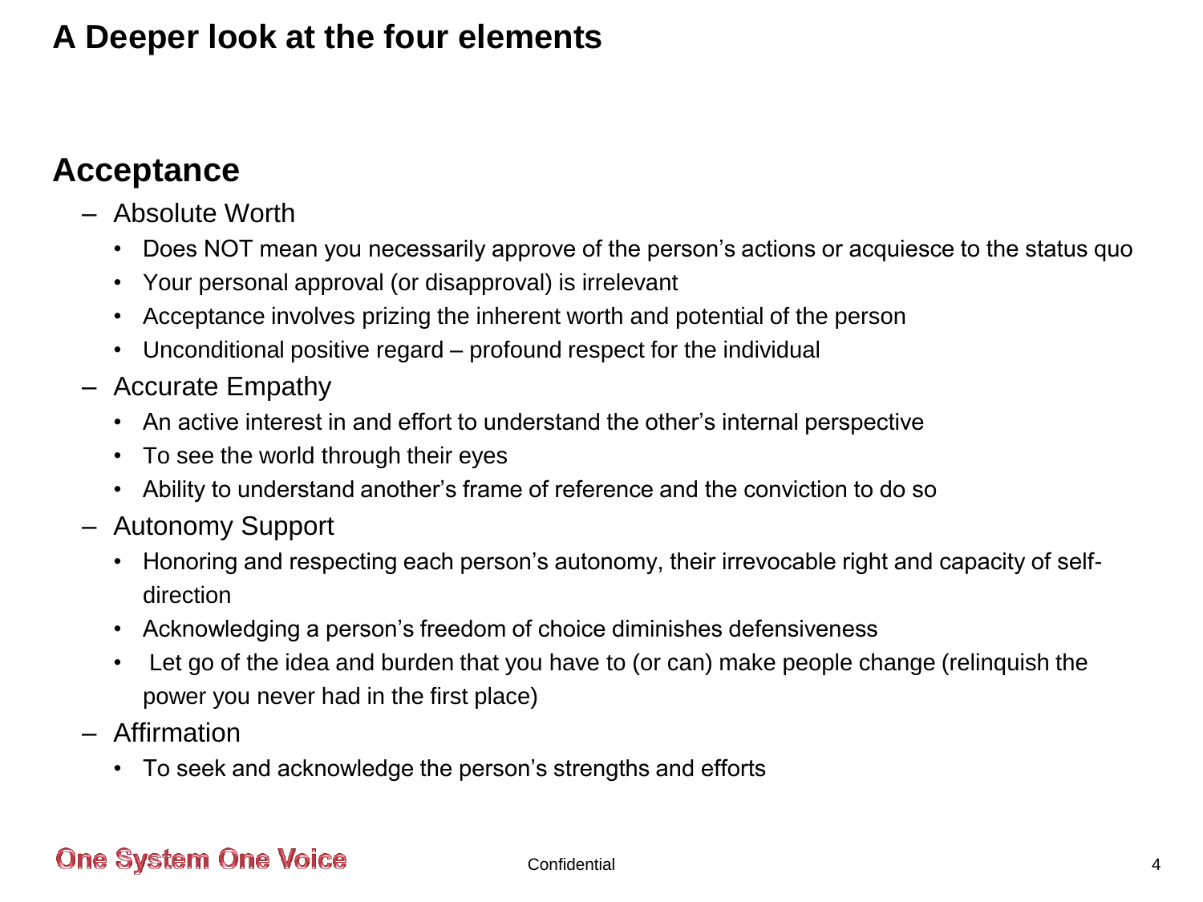# A Deeper look at the four elements

## Acceptance

- Absolute Worth
  - Does NOT mean you necessarily approve of the person's actions or acquiesce to the status quo
  - Your personal approval (or disapproval) is irrelevant
  - Acceptance involves prizing the inherent worth and potential of the person
  - Unconditional positive regard – profound respect for the individual
- Accurate Empathy
  - An active interest in and effort to understand the other's internal perspective
  - To see the world through their eyes
  - Ability to understand another's frame of reference and the conviction to do so
- Autonomy Support
  - Honoring and respecting each person's autonomy, their irrevocable right and capacity of self-direction
  - Acknowledging a person's freedom of choice diminishes defensiveness
  - Let go of the idea and burden that you have to (or can) make people change (relinquish the power you never had in the first place)
- Affirmation
  - To seek and acknowledge the person's strengths and efforts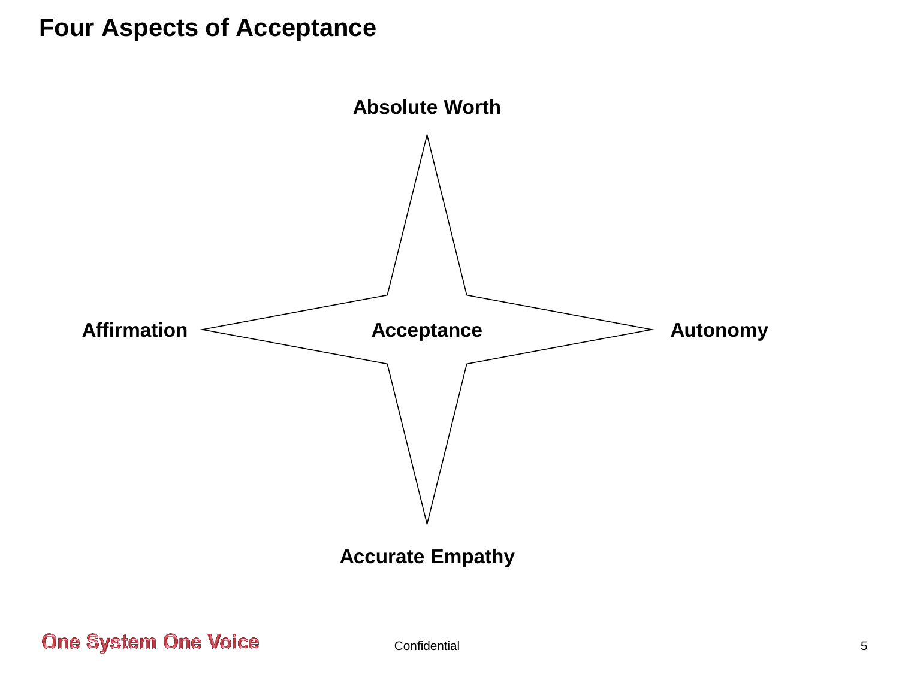# Four Aspects of Acceptance

Absolute Worth

Affirmation

Acceptance

Autonomy

Accurate Empathy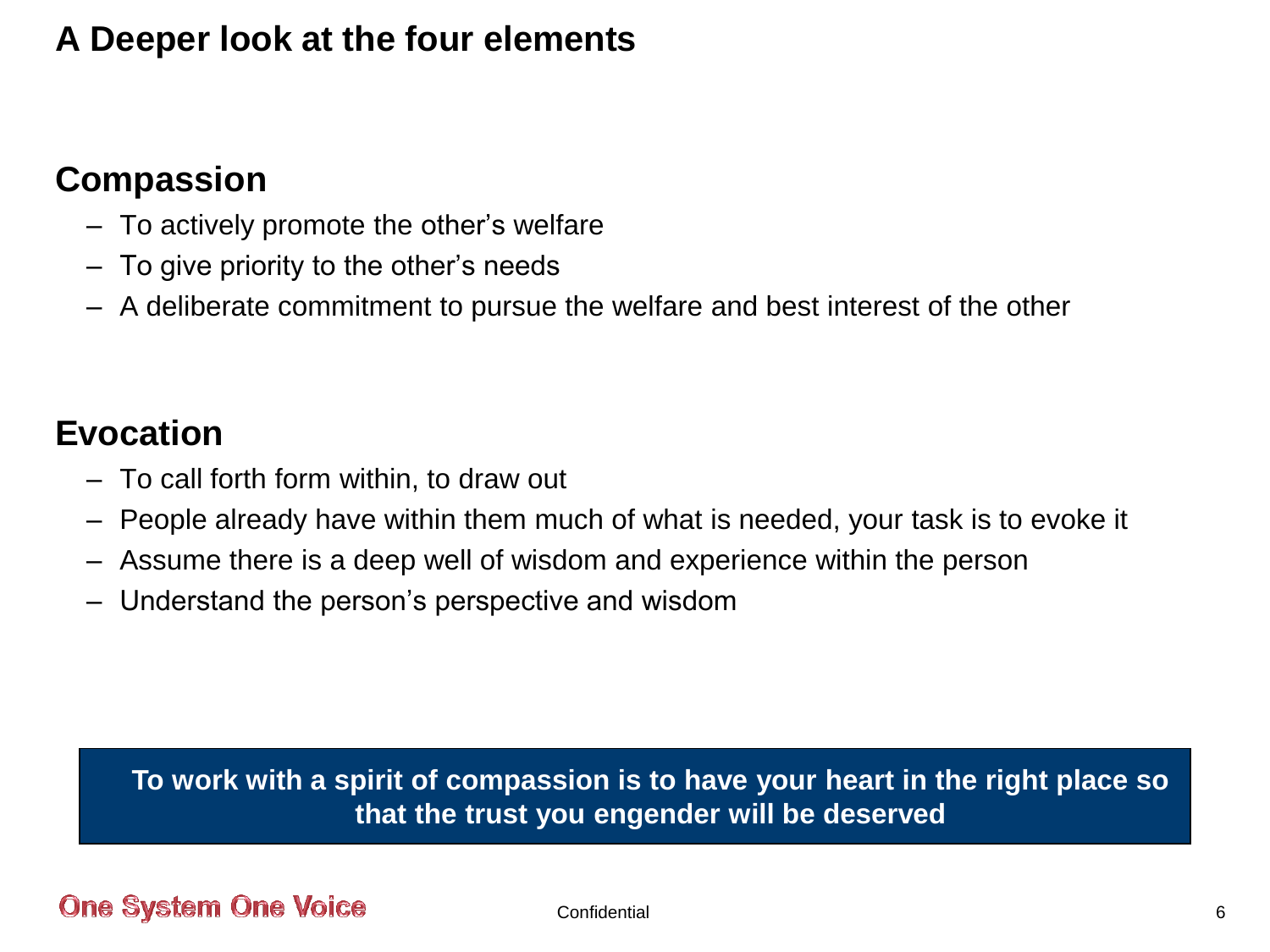# A Deeper look at the four elements

## Compassion

- To actively promote the other's welfare
- To give priority to the other's needs
- A deliberate commitment to pursue the welfare and best interest of the other

## Evocation

- To call forth form within, to draw out
- People already have within them much of what is needed, your task is to evoke it
- Assume there is a deep well of wisdom and experience within the person
- Understand the person's perspective and wisdom

**To work with a spirit of compassion is to have your heart in the right place so that the trust you engender will be deserved**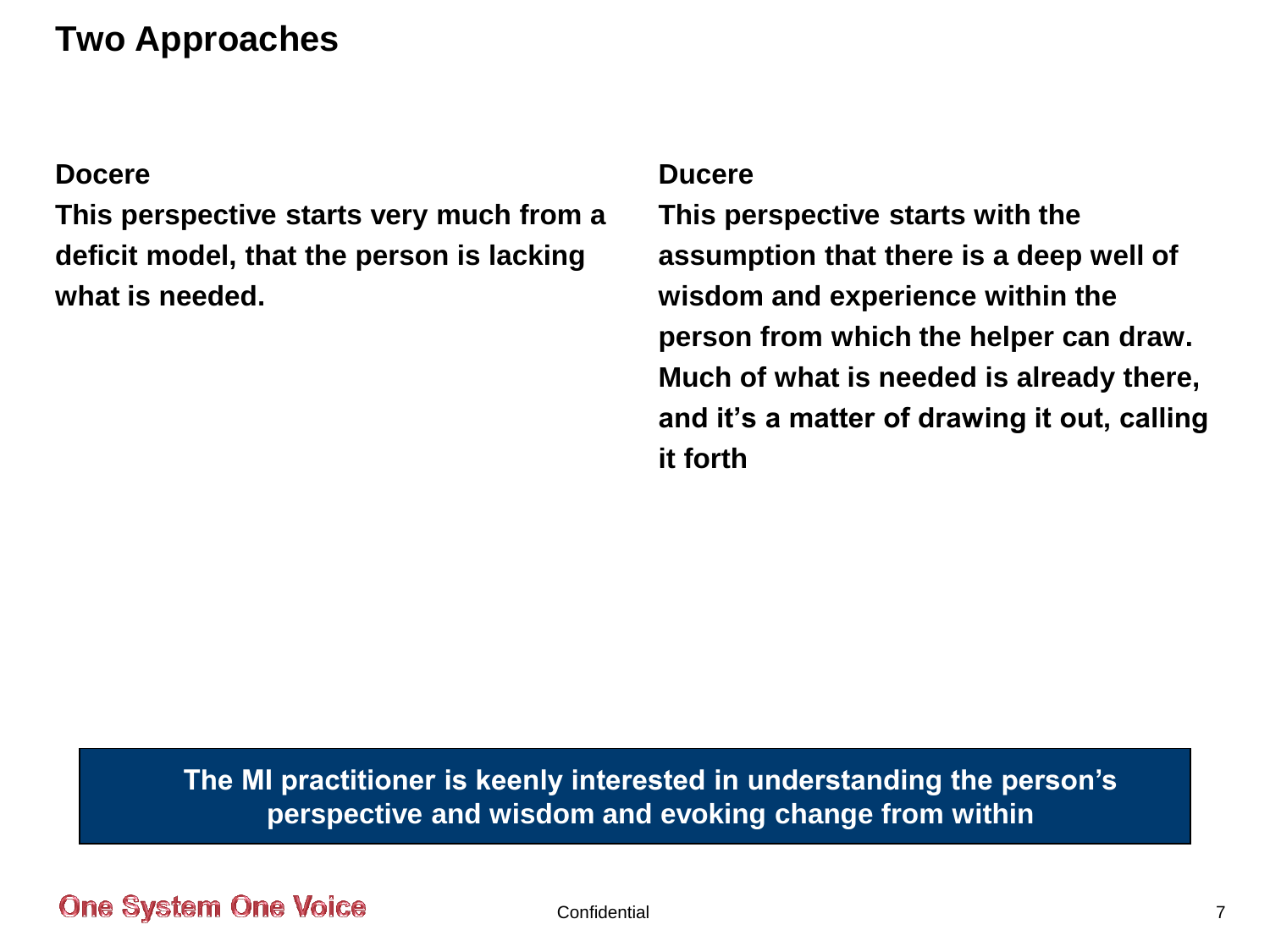# Two Approaches

**Docere**

**This perspective starts very much from a deficit model, that the person is lacking what is needed.**

**Ducere**

**This perspective starts with the assumption that there is a deep well of wisdom and experience within the person from which the helper can draw. Much of what is needed is already there, and it's a matter of drawing it out, calling it forth**

**The MI practitioner is keenly interested in understanding the person's perspective and wisdom and evoking change from within**